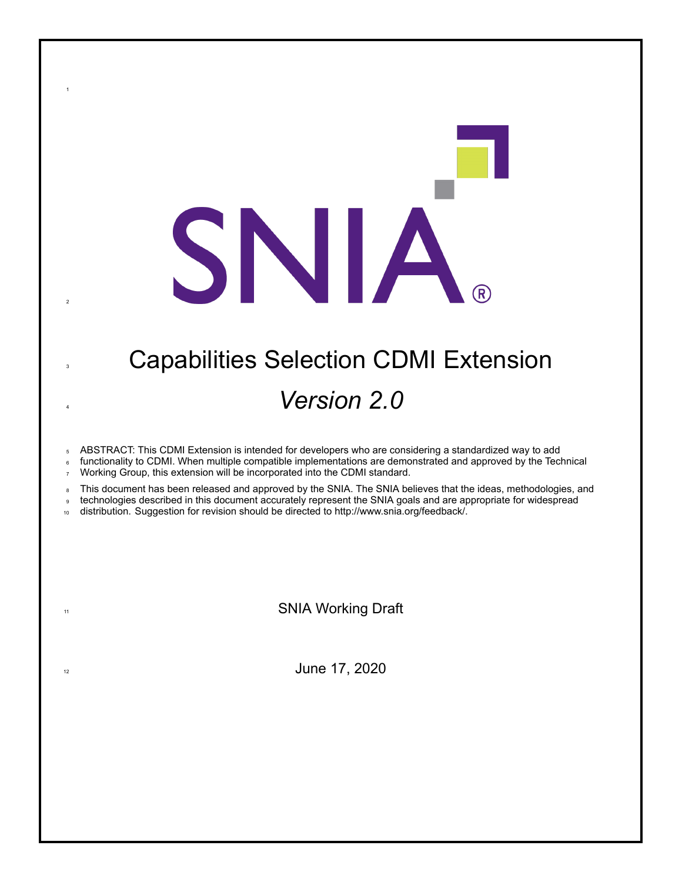# Capabilities Selection CDMI Extension

## *Version 2.0*

ABSTRACT: This CDMI Extension is intended for developers who are considering a standardized way to add functionality to CDMI. When multiple compatible implementations are demonstrated and approved by the Technical Working Group, this extension will be incorporated into the CDMI standard.

This document has been released and approved by the SNIA. The SNIA believes that the ideas, methodologies, and technologies described in this document accurately represent the SNIA goals and are appropriate for widespread distribution. Suggestion for revision should be directed to http://www.snia.org/feedback/.

SNIA Working Draft

June 17, 2020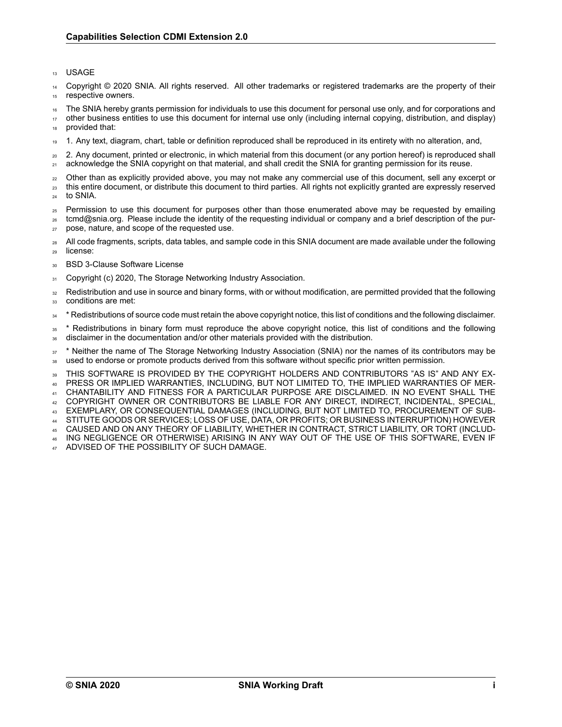USAGE

Copyright © 2020 SNIA. All rights reserved. All other trademarks or registered trademarks are the property of their respective owners.

The SNIA hereby grants permission for individuals to use this document for personal use only, and for corporations and other business entities to use this document for internal use only (including internal copying, distribution, and display) provided that:

1. Any text, diagram, chart, table or definition reproduced shall be reproduced in its entirety with no alteration, and,

2. Any document, printed or electronic, in which material from this document (or any portion hereof) is reproduced shall acknowledge the SNIA copyright on that material, and shall credit the SNIA for granting permission for its reuse.

Other than as explicitly provided above, you may not make any commercial use of this document, sell any excerpt or this entire document, or distribute this document to third parties. All rights not explicitly granted are expressly reserved to SNIA.

Permission to use this document for purposes other than those enumerated above may be requested by emailing tcmd@snia.org. Please include the identity of the requesting individual or company and a brief description of the purpose, nature, and scope of the requested use.

All code fragments, scripts, data tables, and sample code in this SNIA document are made available under the following license:

BSD 3-Clause Software License

Copyright (c) 2020, The Storage Networking Industry Association.

Redistribution and use in source and binary forms, with or without modification, are permitted provided that the following conditions are met:

* Redistributions of source code must retain the above copyright notice, this list of conditions and the following disclaimer.

* Redistributions in binary form must reproduce the above copyright notice, this list of conditions and the following disclaimer in the documentation and/or other materials provided with the distribution.

* Neither the name of The Storage Networking Industry Association (SNIA) nor the names of its contributors may be used to endorse or promote products derived from this software without specific prior written permission.

THIS SOFTWARE IS PROVIDED BY THE COPYRIGHT HOLDERS AND CONTRIBUTORS "AS IS" AND ANY EXPRESS OR IMPLIED WARRANTIES, INCLUDING, BUT NOT LIMITED TO, THE IMPLIED WARRANTIES OF MERCHANTABILITY AND FITNESS FOR A PARTICULAR PURPOSE ARE DISCLAIMED. IN NO EVENT SHALL THE COPYRIGHT OWNER OR CONTRIBUTORS BE LIABLE FOR ANY DIRECT, INDIRECT, INCIDENTAL, SPECIAL, EXEMPLARY, OR CONSEQUENTIAL DAMAGES (INCLUDING, BUT NOT LIMITED TO, PROCUREMENT OF SUBSTITUTE GOODS OR SERVICES; LOSS OF USE, DATA, OR PROFITS; OR BUSINESS INTERRUPTION) HOWEVER CAUSED AND ON ANY THEORY OF LIABILITY, WHETHER IN CONTRACT, STRICT LIABILITY, OR TORT (INCLUDING NEGLIGENCE OR OTHERWISE) ARISING IN ANY WAY OUT OF THE USE OF THIS SOFTWARE, EVEN IF ADVISED OF THE POSSIBILITY OF SUCH DAMAGE.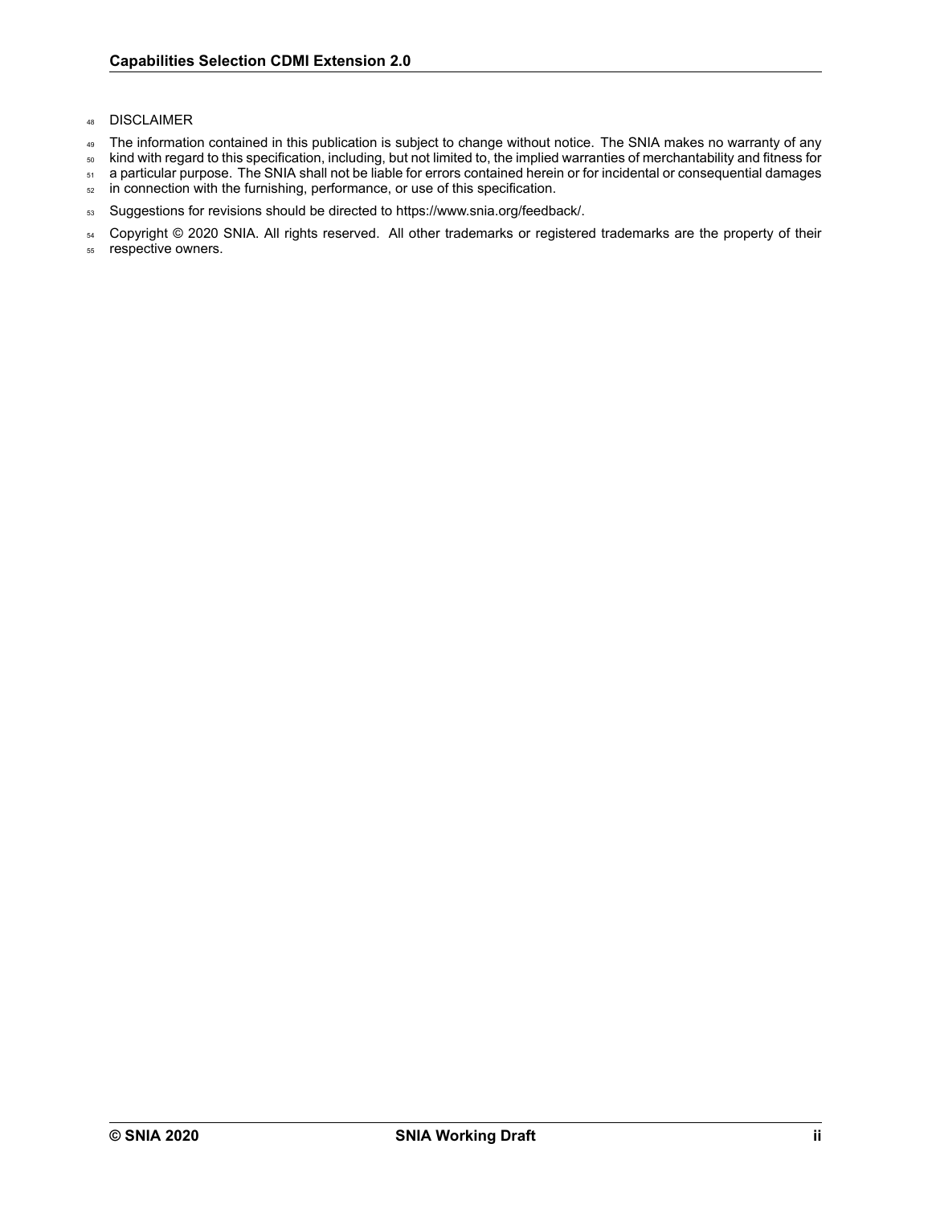DISCLAIMER

The information contained in this publication is subject to change without notice. The SNIA makes no warranty of any kind with regard to this specification, including, but not limited to, the implied warranties of merchantability and fitness for a particular purpose. The SNIA shall not be liable for errors contained herein or for incidental or consequential damages in connection with the furnishing, performance, or use of this specification.

Suggestions for revisions should be directed to https://www.snia.org/feedback/.

Copyright © 2020 SNIA. All rights reserved. All other trademarks or registered trademarks are the property of their respective owners.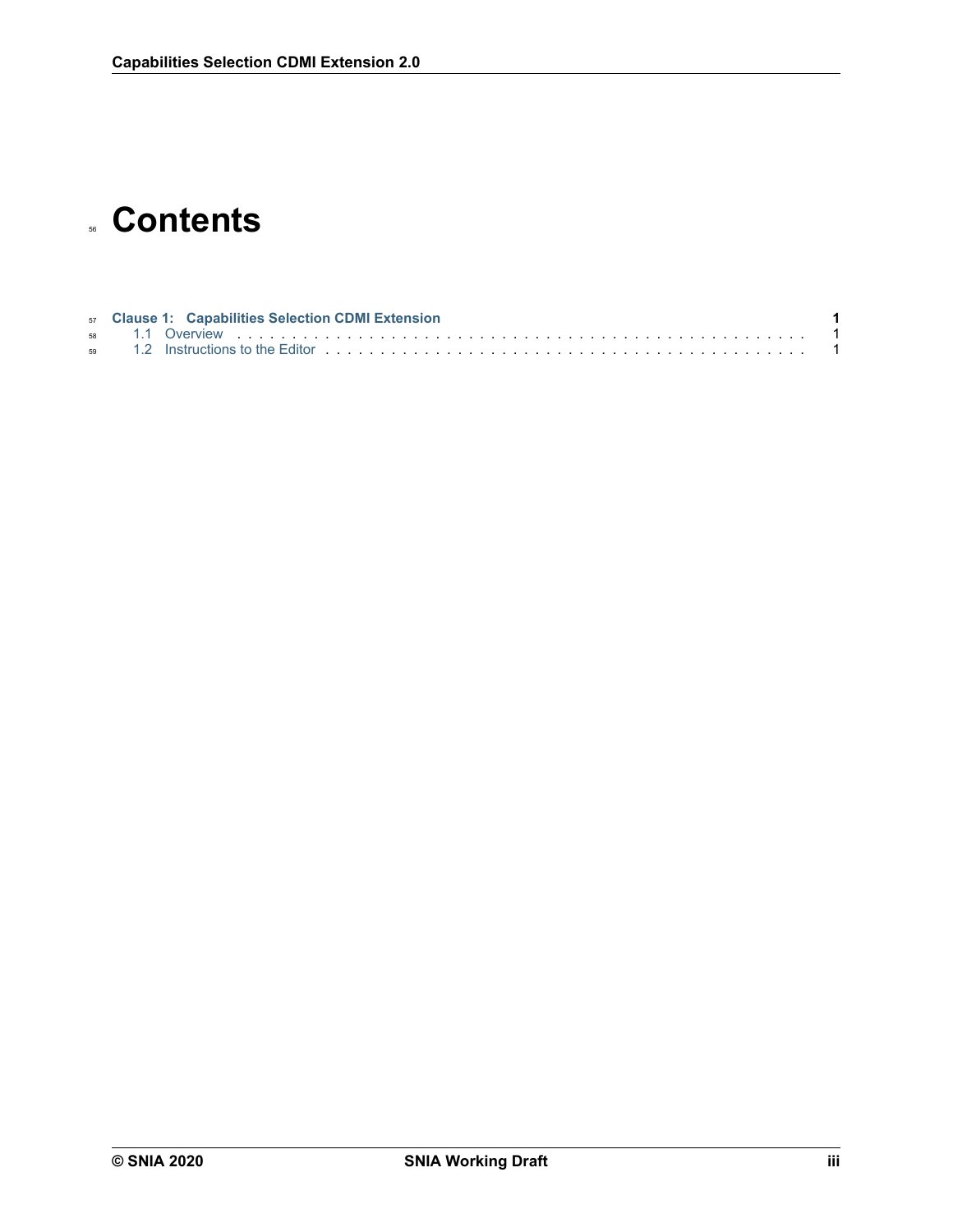# Contents

**Clause 1: Capabilities Selection CDMI Extension** **1**

- 1.1 Overview . . . . . . . . . . . . . . . . . . . . . . . . . . . . . . . . . . . . . . . . . . . . . . . . 1
- 1.2 Instructions to the Editor . . . . . . . . . . . . . . . . . . . . . . . . . . . . . . . . . . . . . . . . 1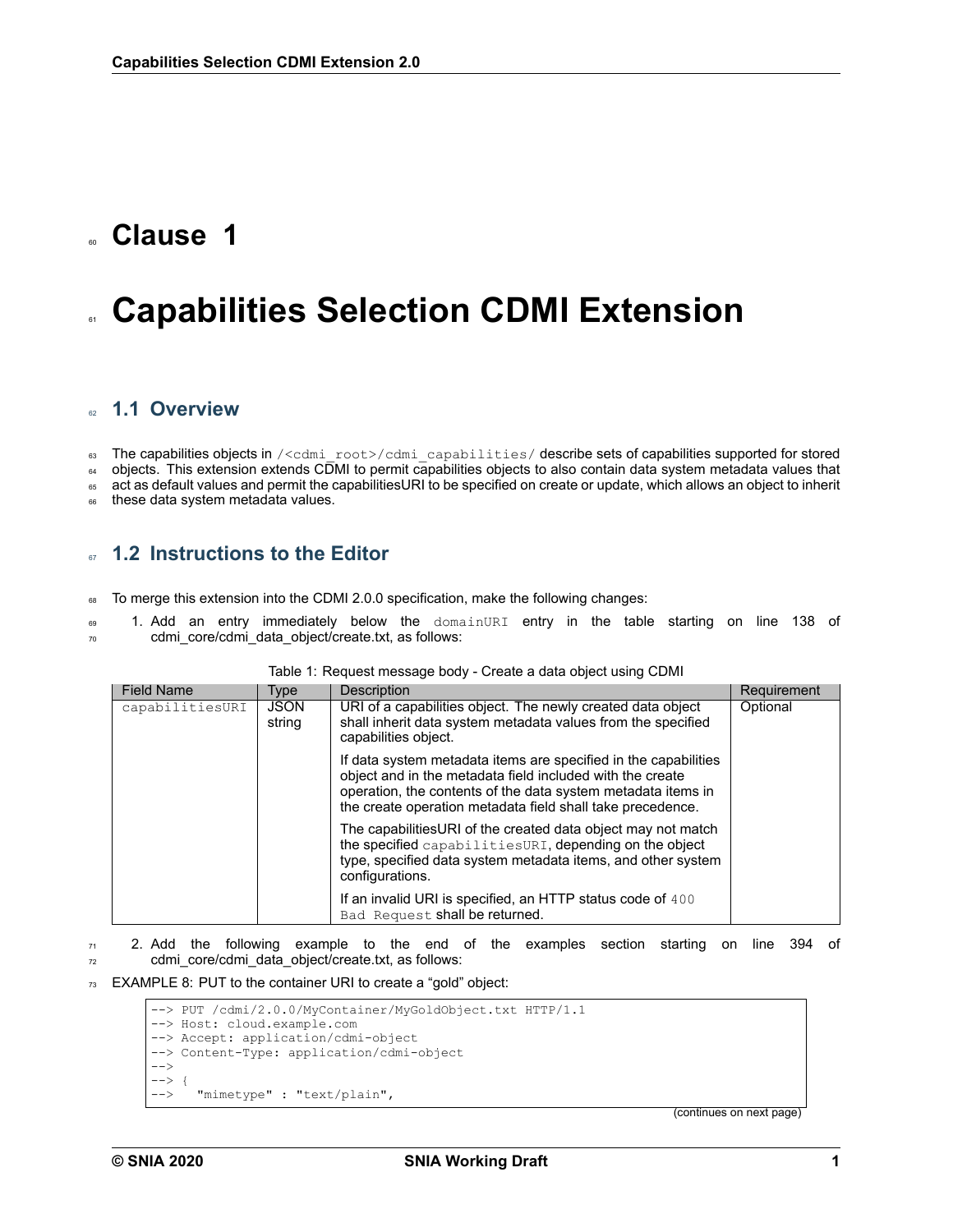# Clause 1

# Capabilities Selection CDMI Extension

## 1.1 Overview

The capabilities objects in `/<cdmi_root>/cdmi_capabilities/` describe sets of capabilities supported for stored objects. This extension extends CDMI to permit capabilities objects to also contain data system metadata values that act as default values and permit the capabilitiesURI to be specified on create or update, which allows an object to inherit these data system metadata values.

## 1.2 Instructions to the Editor

To merge this extension into the CDMI 2.0.0 specification, make the following changes:

1. Add an entry immediately below the `domainURI` entry in the table starting on line 138 of cdmi_core/cdmi_data_object/create.txt, as follows:

Table 1: Request message body - Create a data object using CDMI

| Field Name | Type | Description | Requirement |
|---|---|---|---|
| `capabilitiesURI` | JSON string | URI of a capabilities object. The newly created data object shall inherit data system metadata values from the specified capabilities object.<br><br>If data system metadata items are specified in the capabilities object and in the metadata field included with the create operation, the contents of the data system metadata items in the create operation metadata field shall take precedence.<br><br>The capabilitiesURI of the created data object may not match the specified `capabilitiesURI`, depending on the object type, specified data system metadata items, and other system configurations.<br><br>If an invalid URI is specified, an HTTP status code of `400 Bad Request` shall be returned. | Optional |

2. Add the following example to the end of the examples section starting on line 394 of cdmi_core/cdmi_data_object/create.txt, as follows:

EXAMPLE 8: PUT to the container URI to create a "gold" object:

```
--> PUT /cdmi/2.0.0/MyContainer/MyGoldObject.txt HTTP/1.1
--> Host: cloud.example.com
--> Accept: application/cdmi-object
--> Content-Type: application/cdmi-object
-->
--> {
-->   "mimetype" : "text/plain",
```

(continues on next page)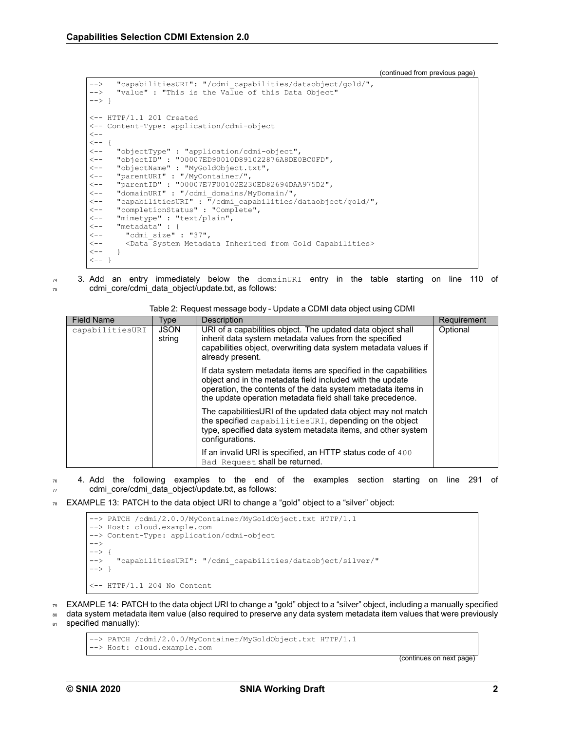(continued from previous page)

```
-->   "capabilitiesURI": "/cdmi_capabilities/dataobject/gold/",
-->   "value" : "This is the Value of this Data Object"
--> }

<-- HTTP/1.1 201 Created
<-- Content-Type: application/cdmi-object
<--
<-- {
<--   "objectType" : "application/cdmi-object",
<--   "objectID" : "00007ED90010D891022876A8DE0BC0FD",
<--   "objectName" : "MyGoldObject.txt",
<--   "parentURI" : "/MyContainer/",
<--   "parentID" : "00007E7F00102E230ED82694DAA975D2",
<--   "domainURI" : "/cdmi_domains/MyDomain/",
<--   "capabilitiesURI" : "/cdmi_capabilities/dataobject/gold/",
<--   "completionStatus" : "Complete",
<--   "mimetype" : "text/plain",
<--   "metadata" : {
<--     "cdmi_size" : "37",
<--     <Data System Metadata Inherited from Gold Capabilities>
<--   }
<-- }
```

3. Add an entry immediately below the `domainURI` entry in the table starting on line 110 of cdmi_core/cdmi_data_object/update.txt, as follows:

Table 2: Request message body - Update a CDMI data object using CDMI

| Field Name | Type | Description | Requirement |
|---|---|---|---|
| `capabilitiesURI` | JSON string | URI of a capabilities object. The updated data object shall inherit data system metadata values from the specified capabilities object, overwriting data system metadata values if already present.<br><br>If data system metadata items are specified in the capabilities object and in the metadata field included with the update operation, the contents of the data system metadata items in the update operation metadata field shall take precedence.<br><br>The capabilitiesURI of the updated data object may not match the specified `capabilitiesURI`, depending on the object type, specified data system metadata items, and other system configurations.<br><br>If an invalid URI is specified, an HTTP status code of `400 Bad Request` shall be returned. | Optional |

4. Add the following examples to the end of the examples section starting on line 291 of cdmi_core/cdmi_data_object/update.txt, as follows:

EXAMPLE 13: PATCH to the data object URI to change a "gold" object to a "silver" object:

```
--> PATCH /cdmi/2.0.0/MyContainer/MyGoldObject.txt HTTP/1.1
--> Host: cloud.example.com
--> Content-Type: application/cdmi-object
-->
--> {
-->   "capabilitiesURI": "/cdmi_capabilities/dataobject/silver/"
--> }

<-- HTTP/1.1 204 No Content
```

EXAMPLE 14: PATCH to the data object URI to change a "gold" object to a "silver" object, including a manually specified data system metadata item value (also required to preserve any data system metadata item values that were previously specified manually):

```
--> PATCH /cdmi/2.0.0/MyContainer/MyGoldObject.txt HTTP/1.1
--> Host: cloud.example.com
```

(continues on next page)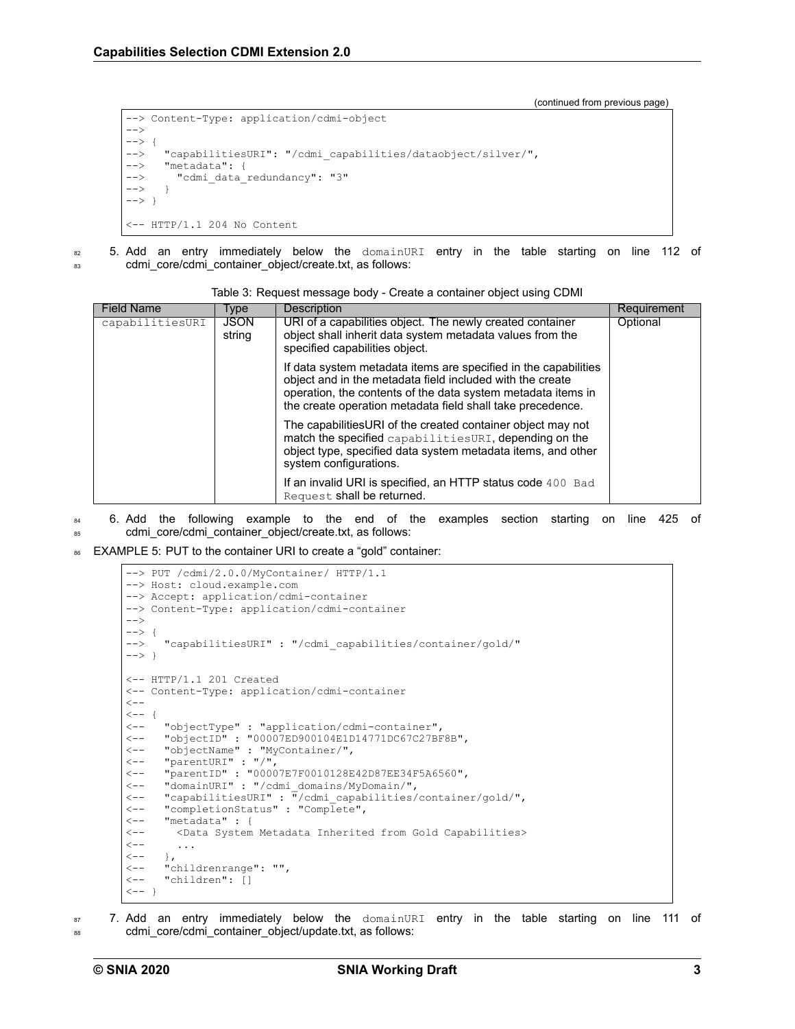(continued from previous page)

```
--> Content-Type: application/cdmi-object
-->
--> {
-->   "capabilitiesURI": "/cdmi_capabilities/dataobject/silver/",
-->   "metadata": {
-->     "cdmi_data_redundancy": "3"
-->   }
--> }

<-- HTTP/1.1 204 No Content
```

5. Add an entry immediately below the `domainURI` entry in the table starting on line 112 of cdmi_core/cdmi_container_object/create.txt, as follows:

Table 3: Request message body - Create a container object using CDMI

| Field Name | Type | Description | Requirement |
|---|---|---|---|
| `capabilitiesURI` | JSON string | URI of a capabilities object. The newly created container object shall inherit data system metadata values from the specified capabilities object.<br><br>If data system metadata items are specified in the capabilities object and in the metadata field included with the create operation, the contents of the data system metadata items in the create operation metadata field shall take precedence.<br><br>The capabilitiesURI of the created container object may not match the specified `capabilitiesURI`, depending on the object type, specified data system metadata items, and other system configurations.<br><br>If an invalid URI is specified, an HTTP status code `400 Bad Request` shall be returned. | Optional |

6. Add the following example to the end of the examples section starting on line 425 of cdmi_core/cdmi_container_object/create.txt, as follows:

EXAMPLE 5: PUT to the container URI to create a “gold” container:

```
--> PUT /cdmi/2.0.0/MyContainer/ HTTP/1.1
--> Host: cloud.example.com
--> Accept: application/cdmi-container
--> Content-Type: application/cdmi-container
-->
--> {
-->   "capabilitiesURI" : "/cdmi_capabilities/container/gold/"
--> }

<-- HTTP/1.1 201 Created
<-- Content-Type: application/cdmi-container
<--
<-- {
<--   "objectType" : "application/cdmi-container",
<--   "objectID" : "00007ED900104E1D14771DC67C27BF8B",
<--   "objectName" : "MyContainer/",
<--   "parentURI" : "/",
<--   "parentID" : "00007E7F0010128E42D87EE34F5A6560",
<--   "domainURI" : "/cdmi_domains/MyDomain/",
<--   "capabilitiesURI" : "/cdmi_capabilities/container/gold/",
<--   "completionStatus" : "Complete",
<--   "metadata" : {
<--     <Data System Metadata Inherited from Gold Capabilities>
<--     ...
<--   },
<--   "childrenrange": "",
<--   "children": []
<-- }
```

7. Add an entry immediately below the `domainURI` entry in the table starting on line 111 of cdmi_core/cdmi_container_object/update.txt, as follows: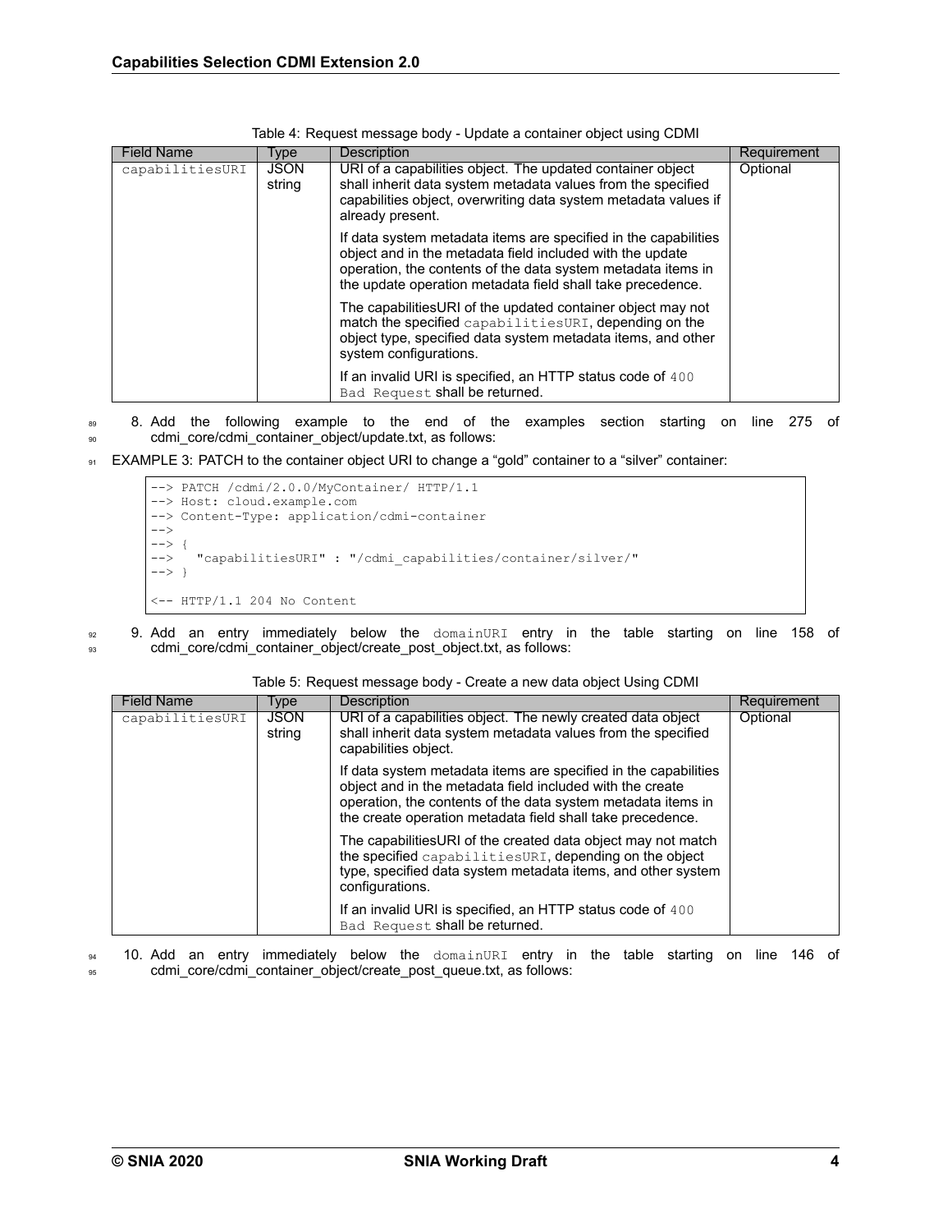Table 4: Request message body - Update a container object using CDMI

| Field Name | Type | Description | Requirement |
|---|---|---|---|
| capabilitiesURI | JSON string | URI of a capabilities object. The updated container object shall inherit data system metadata values from the specified capabilities object, overwriting data system metadata values if already present.<br><br>If data system metadata items are specified in the capabilities object and in the metadata field included with the update operation, the contents of the data system metadata items in the update operation metadata field shall take precedence.<br><br>The capabilitiesURI of the updated container object may not match the specified `capabilitiesURI`, depending on the object type, specified data system metadata items, and other system configurations.<br><br>If an invalid URI is specified, an HTTP status code of `400 Bad Request` shall be returned. | Optional |

8. Add the following example to the end of the examples section starting on line 275 of cdmi_core/cdmi_container_object/update.txt, as follows:

EXAMPLE 3: PATCH to the container object URI to change a “gold” container to a “silver” container:

```
--> PATCH /cdmi/2.0.0/MyContainer/ HTTP/1.1
--> Host: cloud.example.com
--> Content-Type: application/cdmi-container
-->
--> {
-->   "capabilitiesURI" : "/cdmi_capabilities/container/silver/"
--> }

<-- HTTP/1.1 204 No Content
```

9. Add an entry immediately below the `domainURI` entry in the table starting on line 158 of cdmi_core/cdmi_container_object/create_post_object.txt, as follows:

Table 5: Request message body - Create a new data object Using CDMI

| Field Name | Type | Description | Requirement |
|---|---|---|---|
| capabilitiesURI | JSON string | URI of a capabilities object. The newly created data object shall inherit data system metadata values from the specified capabilities object.<br><br>If data system metadata items are specified in the capabilities object and in the metadata field included with the create operation, the contents of the data system metadata items in the create operation metadata field shall take precedence.<br><br>The capabilitiesURI of the created data object may not match the specified `capabilitiesURI`, depending on the object type, specified data system metadata items, and other system configurations.<br><br>If an invalid URI is specified, an HTTP status code of `400 Bad Request` shall be returned. | Optional |

10. Add an entry immediately below the `domainURI` entry in the table starting on line 146 of cdmi_core/cdmi_container_object/create_post_queue.txt, as follows: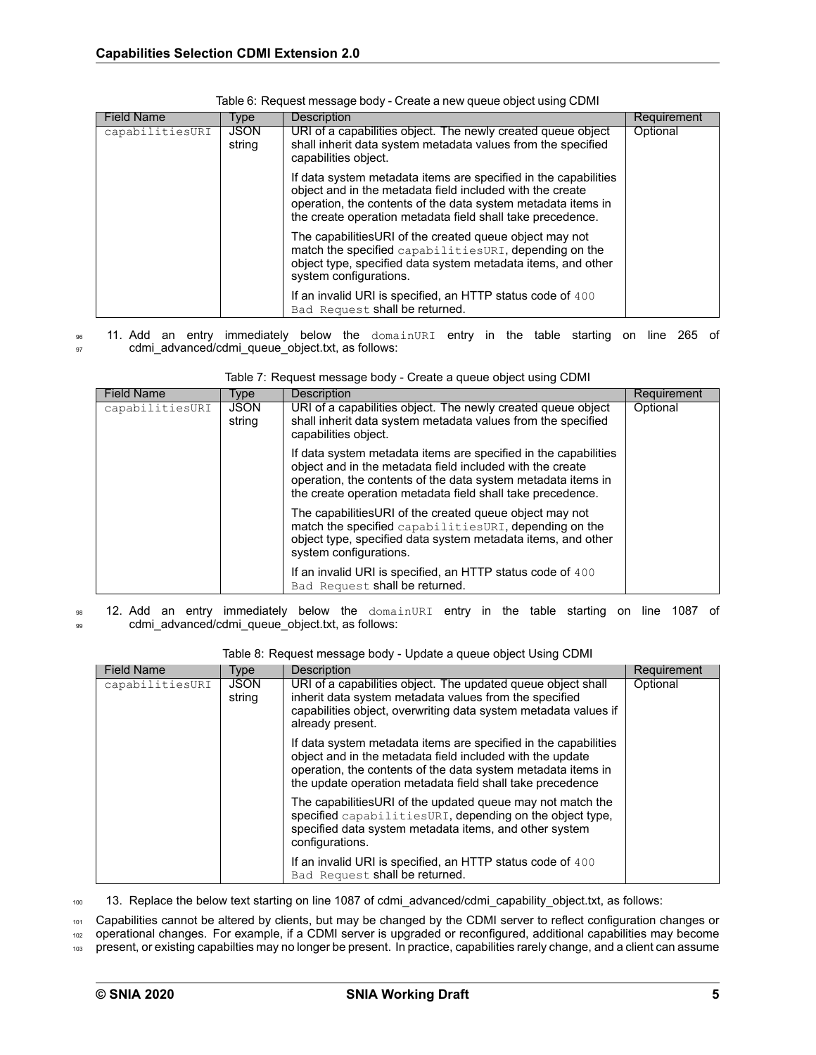Table 6: Request message body - Create a new queue object using CDMI

| Field Name | Type | Description | Requirement |
| --- | --- | --- | --- |
| capabilitiesURI | JSON string | URI of a capabilities object. The newly created queue object shall inherit data system metadata values from the specified capabilities object.<br><br>If data system metadata items are specified in the capabilities object and in the metadata field included with the create operation, the contents of the data system metadata items in the create operation metadata field shall take precedence.<br><br>The capabilitiesURI of the created queue object may not match the specified capabilitiesURI, depending on the object type, specified data system metadata items, and other system configurations.<br><br>If an invalid URI is specified, an HTTP status code of 400 Bad Request shall be returned. | Optional |

11. Add an entry immediately below the domainURI entry in the table starting on line 265 of cdmi_advanced/cdmi_queue_object.txt, as follows:

Table 7: Request message body - Create a queue object using CDMI

| Field Name | Type | Description | Requirement |
| --- | --- | --- | --- |
| capabilitiesURI | JSON string | URI of a capabilities object. The newly created queue object shall inherit data system metadata values from the specified capabilities object.<br><br>If data system metadata items are specified in the capabilities object and in the metadata field included with the create operation, the contents of the data system metadata items in the create operation metadata field shall take precedence.<br><br>The capabilitiesURI of the created queue object may not match the specified capabilitiesURI, depending on the object type, specified data system metadata items, and other system configurations.<br><br>If an invalid URI is specified, an HTTP status code of 400 Bad Request shall be returned. | Optional |

12. Add an entry immediately below the domainURI entry in the table starting on line 1087 of cdmi_advanced/cdmi_queue_object.txt, as follows:

Table 8: Request message body - Update a queue object Using CDMI

| Field Name | Type | Description | Requirement |
| --- | --- | --- | --- |
| capabilitiesURI | JSON string | URI of a capabilities object. The updated queue object shall inherit data system metadata values from the specified capabilities object, overwriting data system metadata values if already present.<br><br>If data system metadata items are specified in the capabilities object and in the metadata field included with the update operation, the contents of the data system metadata items in the update operation metadata field shall take precedence<br><br>The capabilitiesURI of the updated queue may not match the specified capabilitiesURI, depending on the object type, specified data system metadata items, and other system configurations.<br><br>If an invalid URI is specified, an HTTP status code of 400 Bad Request shall be returned. | Optional |

13. Replace the below text starting on line 1087 of cdmi_advanced/cdmi_capability_object.txt, as follows:

Capabilities cannot be altered by clients, but may be changed by the CDMI server to reflect configuration changes or operational changes. For example, if a CDMI server is upgraded or reconfigured, additional capabilities may become present, or existing capabilties may no longer be present. In practice, capabilities rarely change, and a client can assume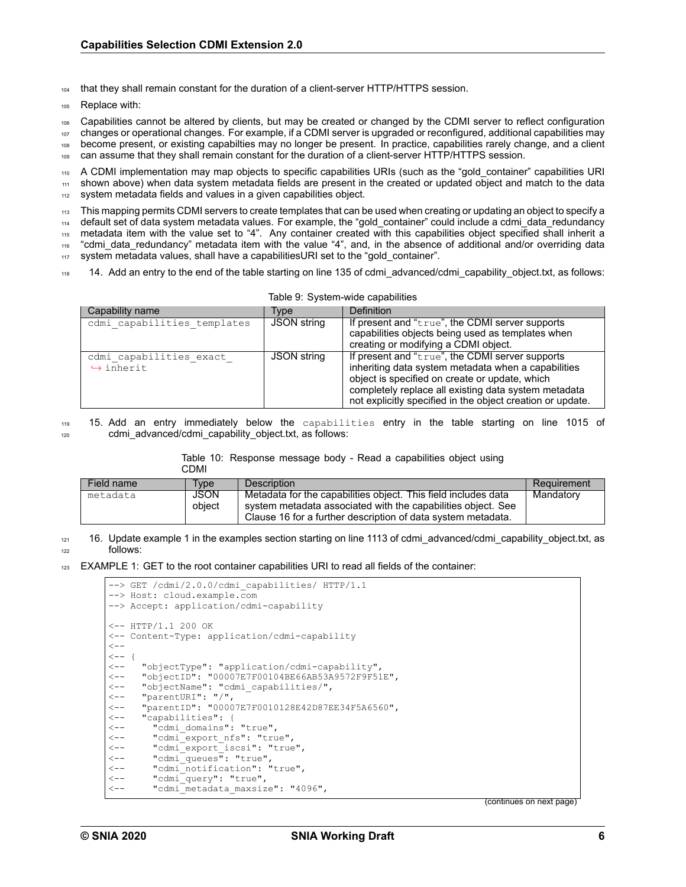that they shall remain constant for the duration of a client-server HTTP/HTTPS session.

Replace with:

Capabilities cannot be altered by clients, but may be created or changed by the CDMI server to reflect configuration changes or operational changes. For example, if a CDMI server is upgraded or reconfigured, additional capabilities may become present, or existing capabilties may no longer be present. In practice, capabilities rarely change, and a client can assume that they shall remain constant for the duration of a client-server HTTP/HTTPS session.

A CDMI implementation may map objects to specific capabilities URIs (such as the "gold_container" capabilities URI shown above) when data system metadata fields are present in the created or updated object and match to the data system metadata fields and values in a given capabilities object.

This mapping permits CDMI servers to create templates that can be used when creating or updating an object to specify a default set of data system metadata values. For example, the "gold_container" could include a cdmi_data_redundancy metadata item with the value set to "4". Any container created with this capabilities object specified shall inherit a "cdmi_data_redundancy" metadata item with the value "4", and, in the absence of additional and/or overriding data system metadata values, shall have a capabilitiesURI set to the "gold_container".

14. Add an entry to the end of the table starting on line 135 of cdmi_advanced/cdmi_capability_object.txt, as follows:

Table 9: System-wide capabilities

| Capability name | Type | Definition |
|---|---|---|
| `cdmi_capabilities_templates` | JSON string | If present and "`true`", the CDMI server supports capabilities objects being used as templates when creating or modifying a CDMI object. |
| `cdmi_capabilities_exact_inherit` | JSON string | If present and "`true`", the CDMI server supports inheriting data system metadata when a capabilities object is specified on create or update, which completely replace all existing data system metadata not explicitly specified in the object creation or update. |

15. Add an entry immediately below the `capabilities` entry in the table starting on line 1015 of cdmi_advanced/cdmi_capability_object.txt, as follows:

Table 10: Response message body - Read a capabilities object using CDMI

| Field name | Type | Description | Requirement |
|---|---|---|---|
| `metadata` | JSON object | Metadata for the capabilities object. This field includes data system metadata associated with the capabilities object. See Clause 16 for a further description of data system metadata. | Mandatory |

16. Update example 1 in the examples section starting on line 1113 of cdmi_advanced/cdmi_capability_object.txt, as follows:

EXAMPLE 1: GET to the root container capabilities URI to read all fields of the container:

```
--> GET /cdmi/2.0.0/cdmi_capabilities/ HTTP/1.1
--> Host: cloud.example.com
--> Accept: application/cdmi-capability

<-- HTTP/1.1 200 OK
<-- Content-Type: application/cdmi-capability
<--
<-- {
<--   "objectType": "application/cdmi-capability",
<--   "objectID": "00007E7F00104BE66AB53A9572F9F51E",
<--   "objectName": "cdmi_capabilities/",
<--   "parentURI": "/",
<--   "parentID": "00007E7F0010128E42D87EE34F5A6560",
<--   "capabilities": {
<--     "cdmi_domains": "true",
<--     "cdmi_export_nfs": "true",
<--     "cdmi_export_iscsi": "true",
<--     "cdmi_queues": "true",
<--     "cdmi_notification": "true",
<--     "cdmi_query": "true",
<--     "cdmi_metadata_maxsize": "4096",
```

(continues on next page)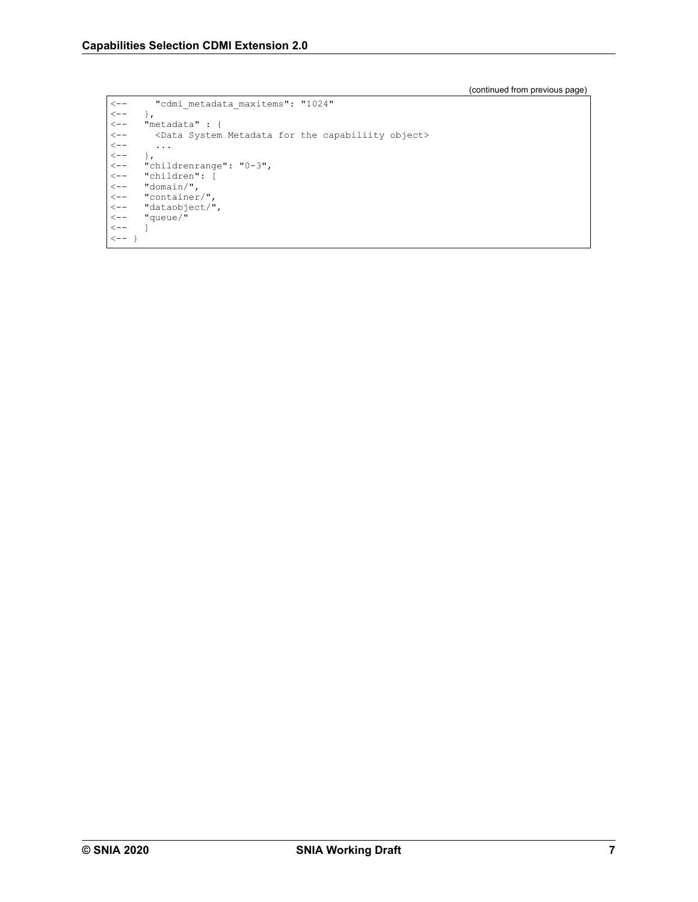(continued from previous page)

```
<--     "cdmi_metadata_maxitems": "1024"
<--   },
<--   "metadata" : {
<--     <Data System Metadata for the capabiliity object>
<--     ...
<--   },
<--   "childrenrange": "0-3",
<--   "children": [
<--   "domain/",
<--   "container/",
<--   "dataobject/",
<--   "queue/"
<--   ]
<-- }
```